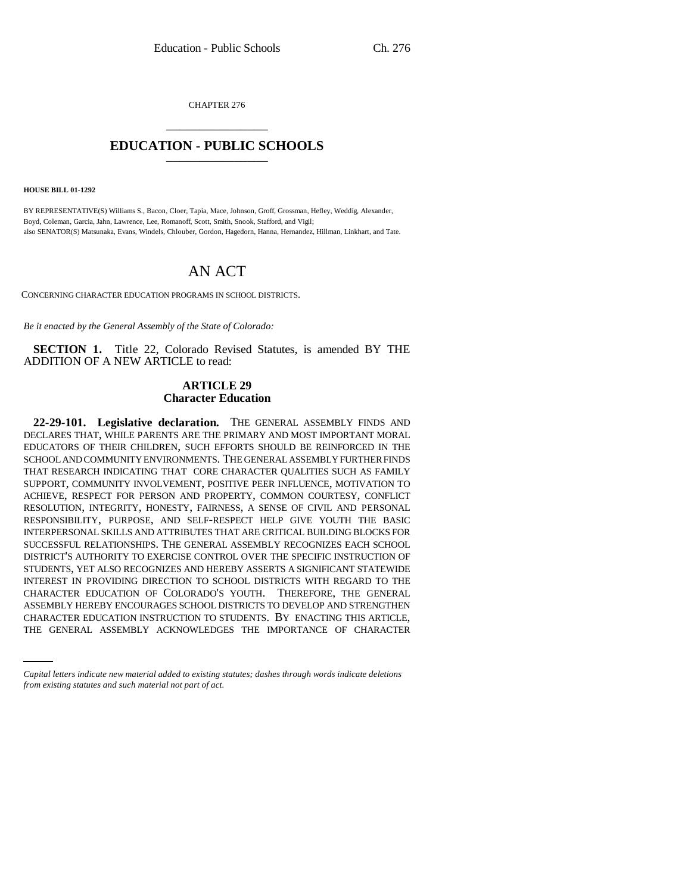CHAPTER 276

# EDUCATION - PUBLIC SCHOOLS

**HOUSE BILL 01-1292**

BY REPRESENTATIVE(S) Williams S., Bacon, Cloer, Tapia, Mace, Johnson, Groff, Grossman, Hefley, Weddig, Alexander, Boyd, Coleman, Garcia, Jahn, Lawrence, Lee, Romanoff, Scott, Smith, Snook, Stafford, and Vigil;
also SENATOR(S) Matsunaka, Evans, Windels, Chlouber, Gordon, Hagedorn, Hanna, Hernandez, Hillman, Linkhart, and Tate.

## AN ACT

CONCERNING CHARACTER EDUCATION PROGRAMS IN SCHOOL DISTRICTS.

*Be it enacted by the General Assembly of the State of Colorado:*

**SECTION 1.** Title 22, Colorado Revised Statutes, is amended BY THE ADDITION OF A NEW ARTICLE to read:

### ARTICLE 29
### Character Education

**22-29-101. Legislative declaration.** THE GENERAL ASSEMBLY FINDS AND DECLARES THAT, WHILE PARENTS ARE THE PRIMARY AND MOST IMPORTANT MORAL EDUCATORS OF THEIR CHILDREN, SUCH EFFORTS SHOULD BE REINFORCED IN THE SCHOOL AND COMMUNITY ENVIRONMENTS. THE GENERAL ASSEMBLY FURTHER FINDS THAT RESEARCH INDICATING THAT CORE CHARACTER QUALITIES SUCH AS FAMILY SUPPORT, COMMUNITY INVOLVEMENT, POSITIVE PEER INFLUENCE, MOTIVATION TO ACHIEVE, RESPECT FOR PERSON AND PROPERTY, COMMON COURTESY, CONFLICT RESOLUTION, INTEGRITY, HONESTY, FAIRNESS, A SENSE OF CIVIL AND PERSONAL RESPONSIBILITY, PURPOSE, AND SELF-RESPECT HELP GIVE YOUTH THE BASIC INTERPERSONAL SKILLS AND ATTRIBUTES THAT ARE CRITICAL BUILDING BLOCKS FOR SUCCESSFUL RELATIONSHIPS. THE GENERAL ASSEMBLY RECOGNIZES EACH SCHOOL DISTRICT'S AUTHORITY TO EXERCISE CONTROL OVER THE SPECIFIC INSTRUCTION OF STUDENTS, YET ALSO RECOGNIZES AND HEREBY ASSERTS A SIGNIFICANT STATEWIDE INTEREST IN PROVIDING DIRECTION TO SCHOOL DISTRICTS WITH REGARD TO THE CHARACTER EDUCATION OF COLORADO'S YOUTH. THEREFORE, THE GENERAL ASSEMBLY HEREBY ENCOURAGES SCHOOL DISTRICTS TO DEVELOP AND STRENGTHEN CHARACTER EDUCATION INSTRUCTION TO STUDENTS. BY ENACTING THIS ARTICLE, THE GENERAL ASSEMBLY ACKNOWLEDGES THE IMPORTANCE OF CHARACTER

*Capital letters indicate new material added to existing statutes; dashes through words indicate deletions from existing statutes and such material not part of act.*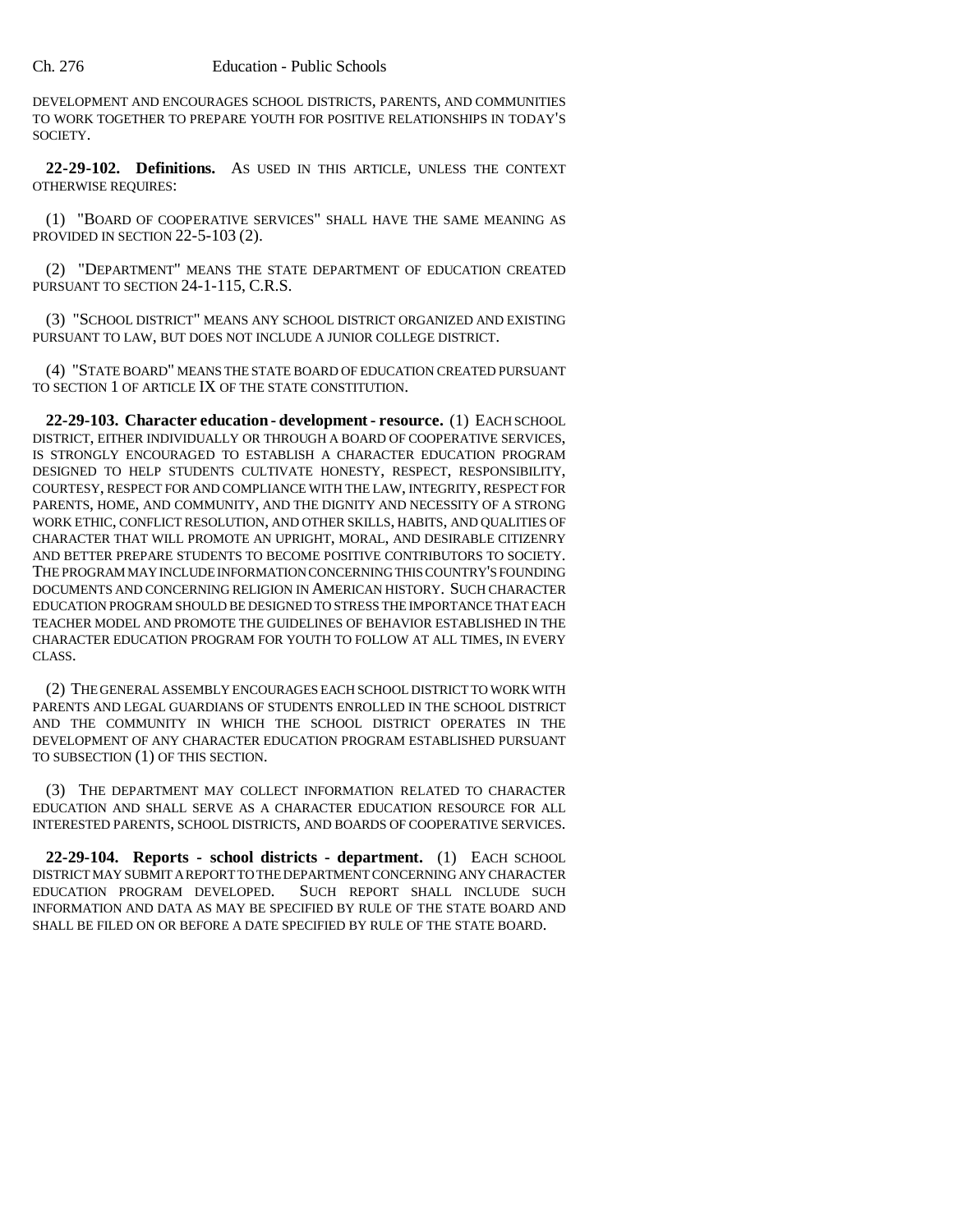DEVELOPMENT AND ENCOURAGES SCHOOL DISTRICTS, PARENTS, AND COMMUNITIES TO WORK TOGETHER TO PREPARE YOUTH FOR POSITIVE RELATIONSHIPS IN TODAY'S SOCIETY.

**22-29-102. Definitions.** AS USED IN THIS ARTICLE, UNLESS THE CONTEXT OTHERWISE REQUIRES:

(1) "BOARD OF COOPERATIVE SERVICES" SHALL HAVE THE SAME MEANING AS PROVIDED IN SECTION 22-5-103 (2).

(2) "DEPARTMENT" MEANS THE STATE DEPARTMENT OF EDUCATION CREATED PURSUANT TO SECTION 24-1-115, C.R.S.

(3) "SCHOOL DISTRICT" MEANS ANY SCHOOL DISTRICT ORGANIZED AND EXISTING PURSUANT TO LAW, BUT DOES NOT INCLUDE A JUNIOR COLLEGE DISTRICT.

(4) "STATE BOARD" MEANS THE STATE BOARD OF EDUCATION CREATED PURSUANT TO SECTION 1 OF ARTICLE IX OF THE STATE CONSTITUTION.

**22-29-103. Character education - development - resource.** (1) EACH SCHOOL DISTRICT, EITHER INDIVIDUALLY OR THROUGH A BOARD OF COOPERATIVE SERVICES, IS STRONGLY ENCOURAGED TO ESTABLISH A CHARACTER EDUCATION PROGRAM DESIGNED TO HELP STUDENTS CULTIVATE HONESTY, RESPECT, RESPONSIBILITY, COURTESY, RESPECT FOR AND COMPLIANCE WITH THE LAW, INTEGRITY, RESPECT FOR PARENTS, HOME, AND COMMUNITY, AND THE DIGNITY AND NECESSITY OF A STRONG WORK ETHIC, CONFLICT RESOLUTION, AND OTHER SKILLS, HABITS, AND QUALITIES OF CHARACTER THAT WILL PROMOTE AN UPRIGHT, MORAL, AND DESIRABLE CITIZENRY AND BETTER PREPARE STUDENTS TO BECOME POSITIVE CONTRIBUTORS TO SOCIETY. THE PROGRAM MAY INCLUDE INFORMATION CONCERNING THIS COUNTRY'S FOUNDING DOCUMENTS AND CONCERNING RELIGION IN AMERICAN HISTORY. SUCH CHARACTER EDUCATION PROGRAM SHOULD BE DESIGNED TO STRESS THE IMPORTANCE THAT EACH TEACHER MODEL AND PROMOTE THE GUIDELINES OF BEHAVIOR ESTABLISHED IN THE CHARACTER EDUCATION PROGRAM FOR YOUTH TO FOLLOW AT ALL TIMES, IN EVERY CLASS.

(2) THE GENERAL ASSEMBLY ENCOURAGES EACH SCHOOL DISTRICT TO WORK WITH PARENTS AND LEGAL GUARDIANS OF STUDENTS ENROLLED IN THE SCHOOL DISTRICT AND THE COMMUNITY IN WHICH THE SCHOOL DISTRICT OPERATES IN THE DEVELOPMENT OF ANY CHARACTER EDUCATION PROGRAM ESTABLISHED PURSUANT TO SUBSECTION (1) OF THIS SECTION.

(3) THE DEPARTMENT MAY COLLECT INFORMATION RELATED TO CHARACTER EDUCATION AND SHALL SERVE AS A CHARACTER EDUCATION RESOURCE FOR ALL INTERESTED PARENTS, SCHOOL DISTRICTS, AND BOARDS OF COOPERATIVE SERVICES.

**22-29-104. Reports - school districts - department.** (1) EACH SCHOOL DISTRICT MAY SUBMIT A REPORT TO THE DEPARTMENT CONCERNING ANY CHARACTER EDUCATION PROGRAM DEVELOPED. SUCH REPORT SHALL INCLUDE SUCH INFORMATION AND DATA AS MAY BE SPECIFIED BY RULE OF THE STATE BOARD AND SHALL BE FILED ON OR BEFORE A DATE SPECIFIED BY RULE OF THE STATE BOARD.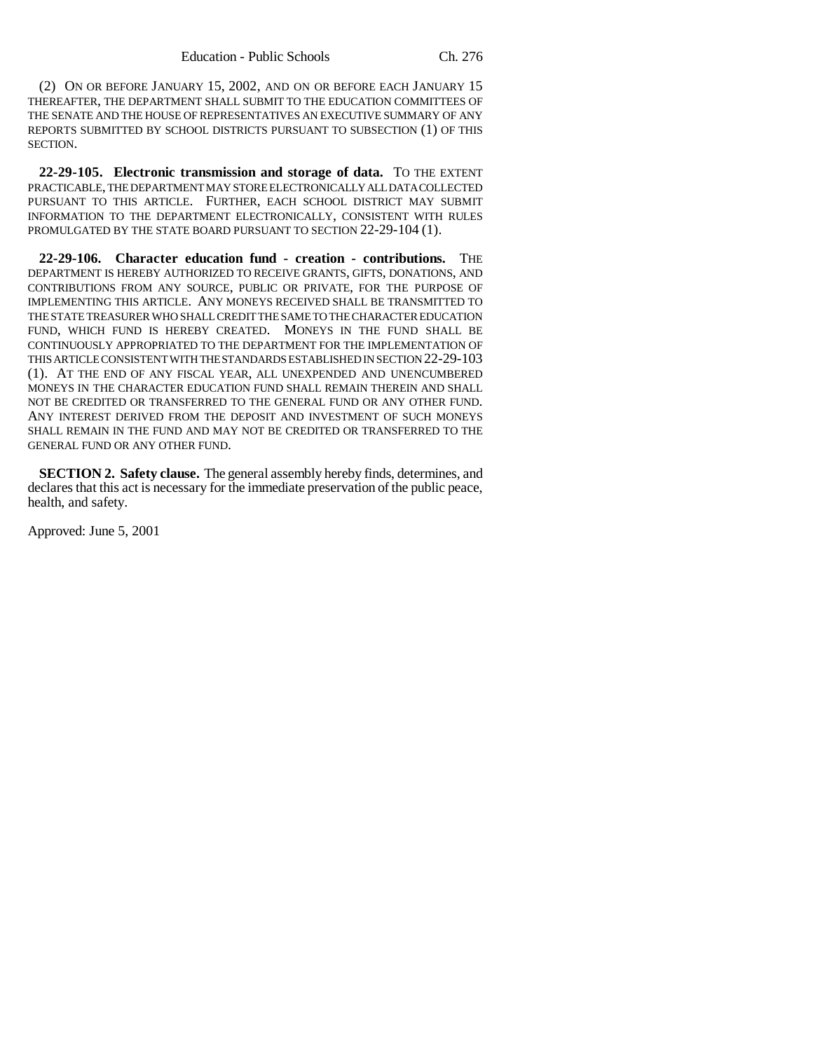(2) ON OR BEFORE JANUARY 15, 2002, AND ON OR BEFORE EACH JANUARY 15 THEREAFTER, THE DEPARTMENT SHALL SUBMIT TO THE EDUCATION COMMITTEES OF THE SENATE AND THE HOUSE OF REPRESENTATIVES AN EXECUTIVE SUMMARY OF ANY REPORTS SUBMITTED BY SCHOOL DISTRICTS PURSUANT TO SUBSECTION (1) OF THIS SECTION.

**22-29-105. Electronic transmission and storage of data.** TO THE EXTENT PRACTICABLE, THE DEPARTMENT MAY STORE ELECTRONICALLY ALL DATA COLLECTED PURSUANT TO THIS ARTICLE. FURTHER, EACH SCHOOL DISTRICT MAY SUBMIT INFORMATION TO THE DEPARTMENT ELECTRONICALLY, CONSISTENT WITH RULES PROMULGATED BY THE STATE BOARD PURSUANT TO SECTION 22-29-104 (1).

**22-29-106. Character education fund - creation - contributions.** THE DEPARTMENT IS HEREBY AUTHORIZED TO RECEIVE GRANTS, GIFTS, DONATIONS, AND CONTRIBUTIONS FROM ANY SOURCE, PUBLIC OR PRIVATE, FOR THE PURPOSE OF IMPLEMENTING THIS ARTICLE. ANY MONEYS RECEIVED SHALL BE TRANSMITTED TO THE STATE TREASURER WHO SHALL CREDIT THE SAME TO THE CHARACTER EDUCATION FUND, WHICH FUND IS HEREBY CREATED. MONEYS IN THE FUND SHALL BE CONTINUOUSLY APPROPRIATED TO THE DEPARTMENT FOR THE IMPLEMENTATION OF THIS ARTICLE CONSISTENT WITH THE STANDARDS ESTABLISHED IN SECTION 22-29-103 (1). AT THE END OF ANY FISCAL YEAR, ALL UNEXPENDED AND UNENCUMBERED MONEYS IN THE CHARACTER EDUCATION FUND SHALL REMAIN THEREIN AND SHALL NOT BE CREDITED OR TRANSFERRED TO THE GENERAL FUND OR ANY OTHER FUND. ANY INTEREST DERIVED FROM THE DEPOSIT AND INVESTMENT OF SUCH MONEYS SHALL REMAIN IN THE FUND AND MAY NOT BE CREDITED OR TRANSFERRED TO THE GENERAL FUND OR ANY OTHER FUND.

**SECTION 2. Safety clause.** The general assembly hereby finds, determines, and declares that this act is necessary for the immediate preservation of the public peace, health, and safety.

Approved: June 5, 2001